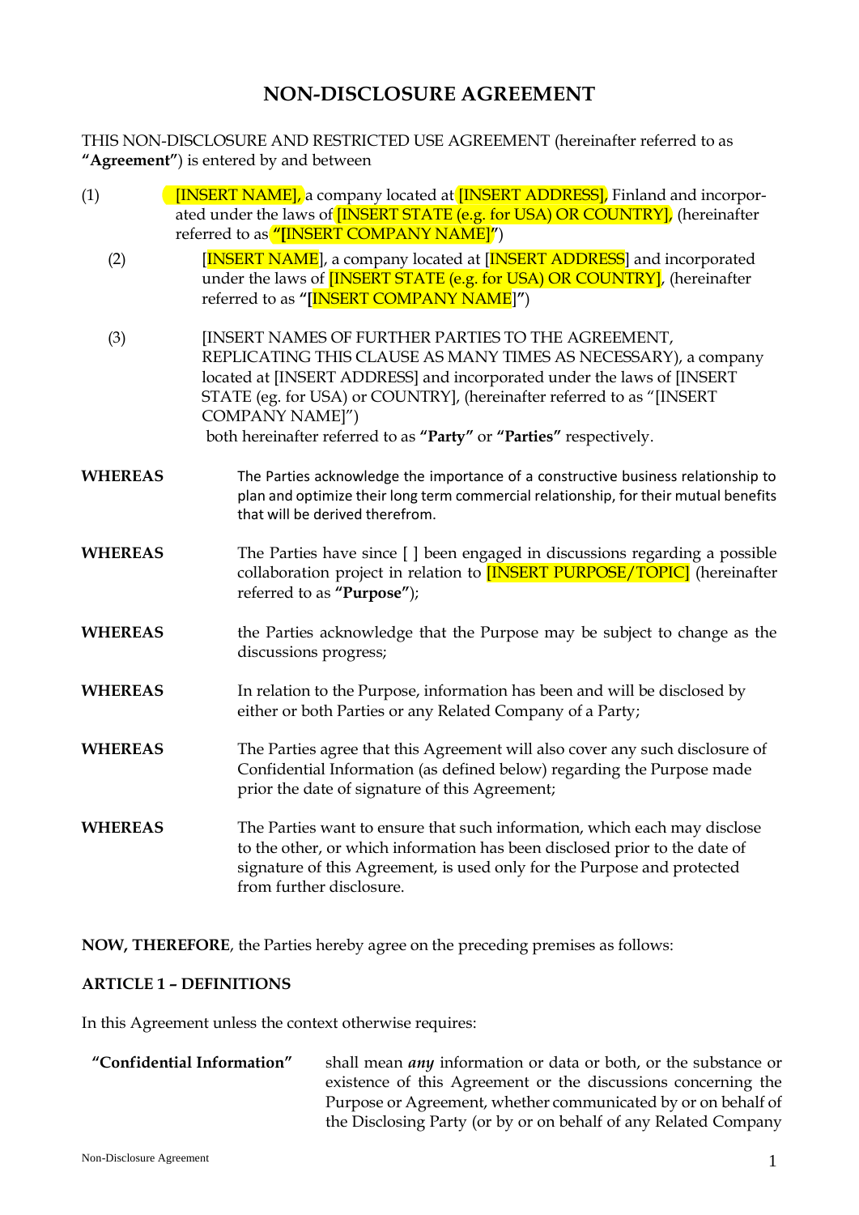# NON-DISCLOSURE AGREEMENT

THIS NON-DISCLOSURE AND RESTRICTED USE AGREEMENT (hereinafter referred to as **"Agreement"**) is entered by and between

(1) [INSERT NAME], a company located at [INSERT ADDRESS], Finland and incorporated under the laws of [INSERT STATE (e.g. for USA) OR COUNTRY], (hereinafter referred to as **"[INSERT COMPANY NAME]"**)

(2) [INSERT NAME], a company located at [INSERT ADDRESS] and incorporated under the laws of [INSERT STATE (e.g. for USA) OR COUNTRY], (hereinafter referred to as **"[INSERT COMPANY NAME]"**)

(3) [INSERT NAMES OF FURTHER PARTIES TO THE AGREEMENT, REPLICATING THIS CLAUSE AS MANY TIMES AS NECESSARY), a company located at [INSERT ADDRESS] and incorporated under the laws of [INSERT STATE (eg. for USA) or COUNTRY], (hereinafter referred to as "[INSERT COMPANY NAME]")

both hereinafter referred to as **"Party"** or **"Parties"** respectively.

**WHEREAS** The Parties acknowledge the importance of a constructive business relationship to plan and optimize their long term commercial relationship, for their mutual benefits that will be derived therefrom.

**WHEREAS** The Parties have since [ ] been engaged in discussions regarding a possible collaboration project in relation to [INSERT PURPOSE/TOPIC] (hereinafter referred to as **"Purpose"**);

**WHEREAS** the Parties acknowledge that the Purpose may be subject to change as the discussions progress;

**WHEREAS** In relation to the Purpose, information has been and will be disclosed by either or both Parties or any Related Company of a Party;

**WHEREAS** The Parties agree that this Agreement will also cover any such disclosure of Confidential Information (as defined below) regarding the Purpose made prior the date of signature of this Agreement;

**WHEREAS** The Parties want to ensure that such information, which each may disclose to the other, or which information has been disclosed prior to the date of signature of this Agreement, is used only for the Purpose and protected from further disclosure.

**NOW, THEREFORE**, the Parties hereby agree on the preceding premises as follows:

**ARTICLE 1 – DEFINITIONS**

In this Agreement unless the context otherwise requires:

**"Confidential Information"** shall mean ***any*** information or data or both, or the substance or existence of this Agreement or the discussions concerning the Purpose or Agreement, whether communicated by or on behalf of the Disclosing Party (or by or on behalf of any Related Company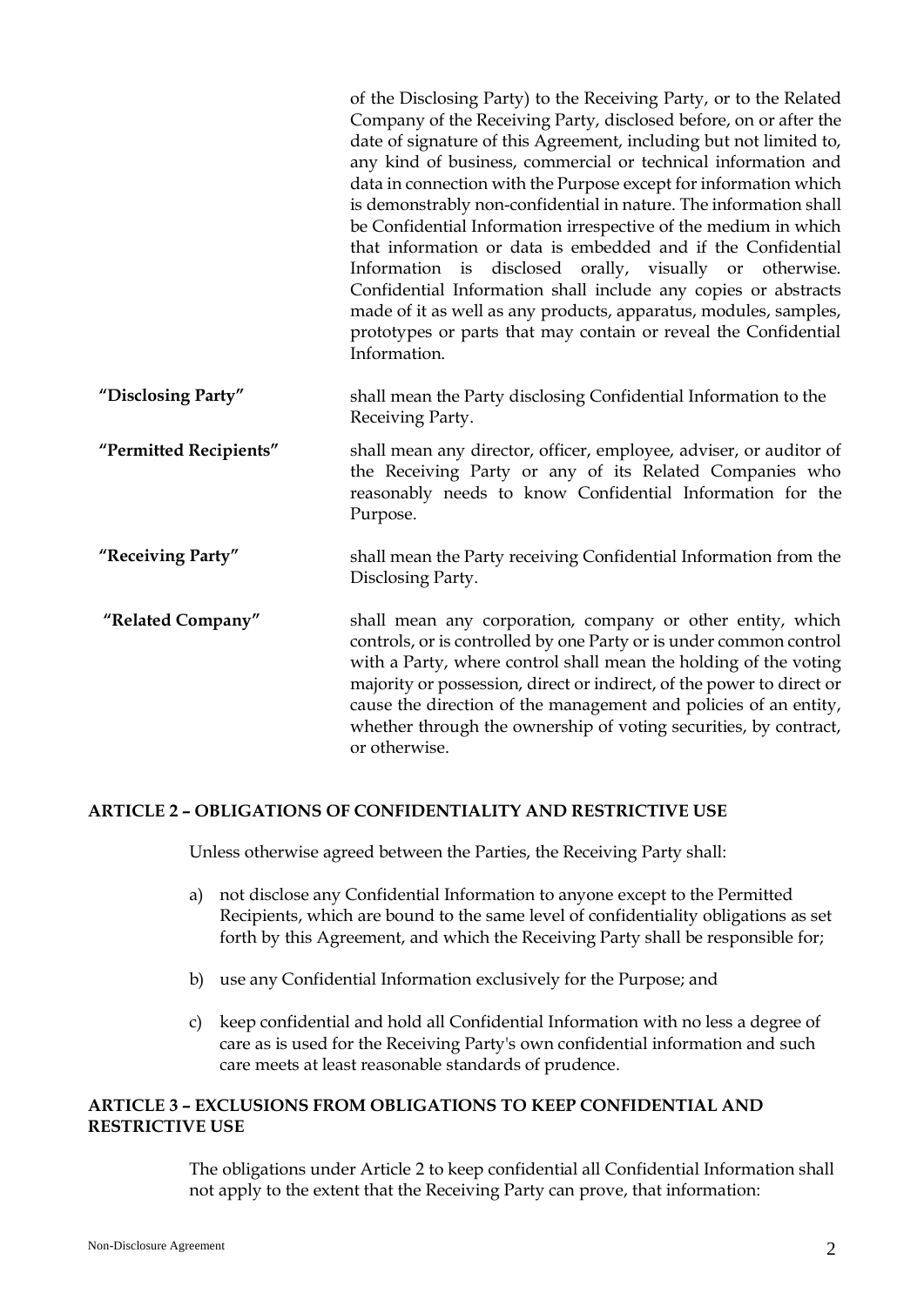of the Disclosing Party) to the Receiving Party, or to the Related Company of the Receiving Party, disclosed before, on or after the date of signature of this Agreement, including but not limited to, any kind of business, commercial or technical information and data in connection with the Purpose except for information which is demonstrably non-confidential in nature. The information shall be Confidential Information irrespective of the medium in which that information or data is embedded and if the Confidential Information is disclosed orally, visually or otherwise. Confidential Information shall include any copies or abstracts made of it as well as any products, apparatus, modules, samples, prototypes or parts that may contain or reveal the Confidential Information.

**"Disclosing Party"** shall mean the Party disclosing Confidential Information to the Receiving Party.

**"Permitted Recipients"** shall mean any director, officer, employee, adviser, or auditor of the Receiving Party or any of its Related Companies who reasonably needs to know Confidential Information for the Purpose.

**"Receiving Party"** shall mean the Party receiving Confidential Information from the Disclosing Party.

**"Related Company"** shall mean any corporation, company or other entity, which controls, or is controlled by one Party or is under common control with a Party, where control shall mean the holding of the voting majority or possession, direct or indirect, of the power to direct or cause the direction of the management and policies of an entity, whether through the ownership of voting securities, by contract, or otherwise.

## ARTICLE 2 – OBLIGATIONS OF CONFIDENTIALITY AND RESTRICTIVE USE

Unless otherwise agreed between the Parties, the Receiving Party shall:

a) not disclose any Confidential Information to anyone except to the Permitted Recipients, which are bound to the same level of confidentiality obligations as set forth by this Agreement, and which the Receiving Party shall be responsible for;

b) use any Confidential Information exclusively for the Purpose; and

c) keep confidential and hold all Confidential Information with no less a degree of care as is used for the Receiving Party's own confidential information and such care meets at least reasonable standards of prudence.

## ARTICLE 3 – EXCLUSIONS FROM OBLIGATIONS TO KEEP CONFIDENTIAL AND RESTRICTIVE USE

The obligations under Article 2 to keep confidential all Confidential Information shall not apply to the extent that the Receiving Party can prove, that information: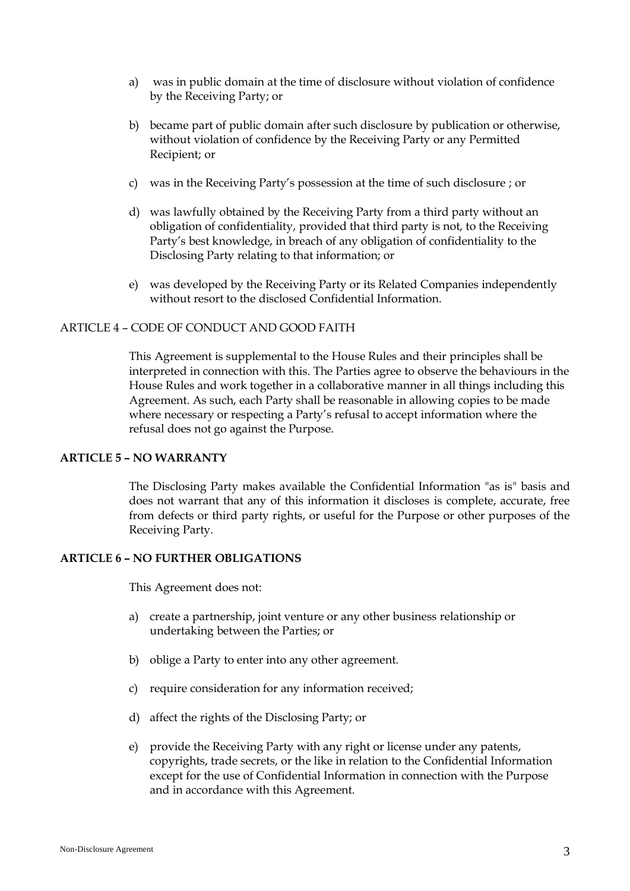a) was in public domain at the time of disclosure without violation of confidence by the Receiving Party; or

b) became part of public domain after such disclosure by publication or otherwise, without violation of confidence by the Receiving Party or any Permitted Recipient; or

c) was in the Receiving Party's possession at the time of such disclosure ; or

d) was lawfully obtained by the Receiving Party from a third party without an obligation of confidentiality, provided that third party is not, to the Receiving Party's best knowledge, in breach of any obligation of confidentiality to the Disclosing Party relating to that information; or

e) was developed by the Receiving Party or its Related Companies independently without resort to the disclosed Confidential Information.

ARTICLE 4 – CODE OF CONDUCT AND GOOD FAITH

This Agreement is supplemental to the House Rules and their principles shall be interpreted in connection with this. The Parties agree to observe the behaviours in the House Rules and work together in a collaborative manner in all things including this Agreement. As such, each Party shall be reasonable in allowing copies to be made where necessary or respecting a Party's refusal to accept information where the refusal does not go against the Purpose.

**ARTICLE 5 – NO WARRANTY**

The Disclosing Party makes available the Confidential Information "as is" basis and does not warrant that any of this information it discloses is complete, accurate, free from defects or third party rights, or useful for the Purpose or other purposes of the Receiving Party.

**ARTICLE 6 – NO FURTHER OBLIGATIONS**

This Agreement does not:

a) create a partnership, joint venture or any other business relationship or undertaking between the Parties; or

b) oblige a Party to enter into any other agreement.

c) require consideration for any information received;

d) affect the rights of the Disclosing Party; or

e) provide the Receiving Party with any right or license under any patents, copyrights, trade secrets, or the like in relation to the Confidential Information except for the use of Confidential Information in connection with the Purpose and in accordance with this Agreement.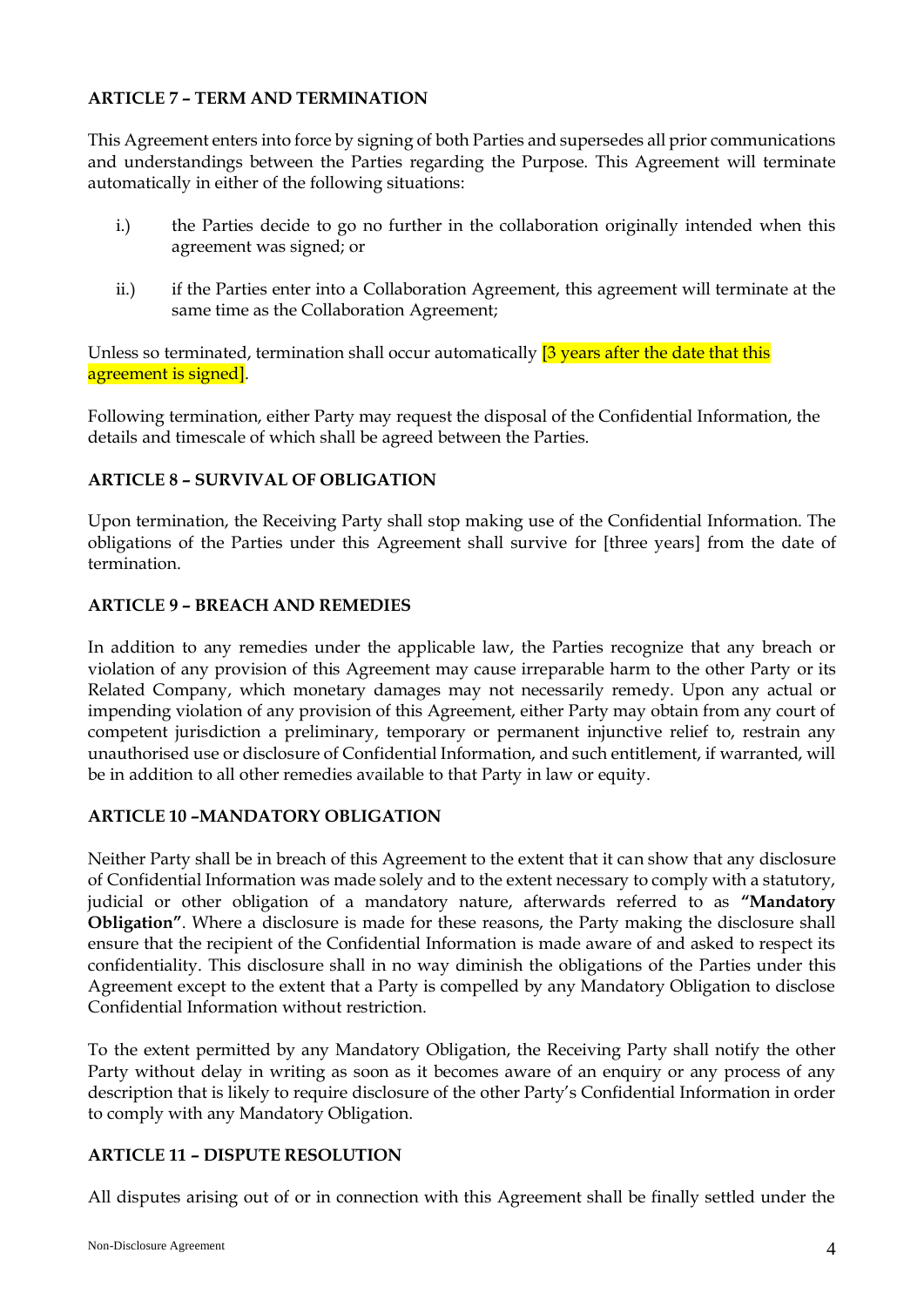### ARTICLE 7 – TERM AND TERMINATION

This Agreement enters into force by signing of both Parties and supersedes all prior communications and understandings between the Parties regarding the Purpose. This Agreement will terminate automatically in either of the following situations:

i.) the Parties decide to go no further in the collaboration originally intended when this agreement was signed; or

ii.) if the Parties enter into a Collaboration Agreement, this agreement will terminate at the same time as the Collaboration Agreement;

Unless so terminated, termination shall occur automatically [3 years after the date that this agreement is signed].

Following termination, either Party may request the disposal of the Confidential Information, the details and timescale of which shall be agreed between the Parties.

### ARTICLE 8 – SURVIVAL OF OBLIGATION

Upon termination, the Receiving Party shall stop making use of the Confidential Information. The obligations of the Parties under this Agreement shall survive for [three years] from the date of termination.

### ARTICLE 9 – BREACH AND REMEDIES

In addition to any remedies under the applicable law, the Parties recognize that any breach or violation of any provision of this Agreement may cause irreparable harm to the other Party or its Related Company, which monetary damages may not necessarily remedy. Upon any actual or impending violation of any provision of this Agreement, either Party may obtain from any court of competent jurisdiction a preliminary, temporary or permanent injunctive relief to, restrain any unauthorised use or disclosure of Confidential Information, and such entitlement, if warranted, will be in addition to all other remedies available to that Party in law or equity.

### ARTICLE 10 –MANDATORY OBLIGATION

Neither Party shall be in breach of this Agreement to the extent that it can show that any disclosure of Confidential Information was made solely and to the extent necessary to comply with a statutory, judicial or other obligation of a mandatory nature, afterwards referred to as **"Mandatory Obligation"**. Where a disclosure is made for these reasons, the Party making the disclosure shall ensure that the recipient of the Confidential Information is made aware of and asked to respect its confidentiality. This disclosure shall in no way diminish the obligations of the Parties under this Agreement except to the extent that a Party is compelled by any Mandatory Obligation to disclose Confidential Information without restriction.

To the extent permitted by any Mandatory Obligation, the Receiving Party shall notify the other Party without delay in writing as soon as it becomes aware of an enquiry or any process of any description that is likely to require disclosure of the other Party's Confidential Information in order to comply with any Mandatory Obligation.

### ARTICLE 11 – DISPUTE RESOLUTION

All disputes arising out of or in connection with this Agreement shall be finally settled under the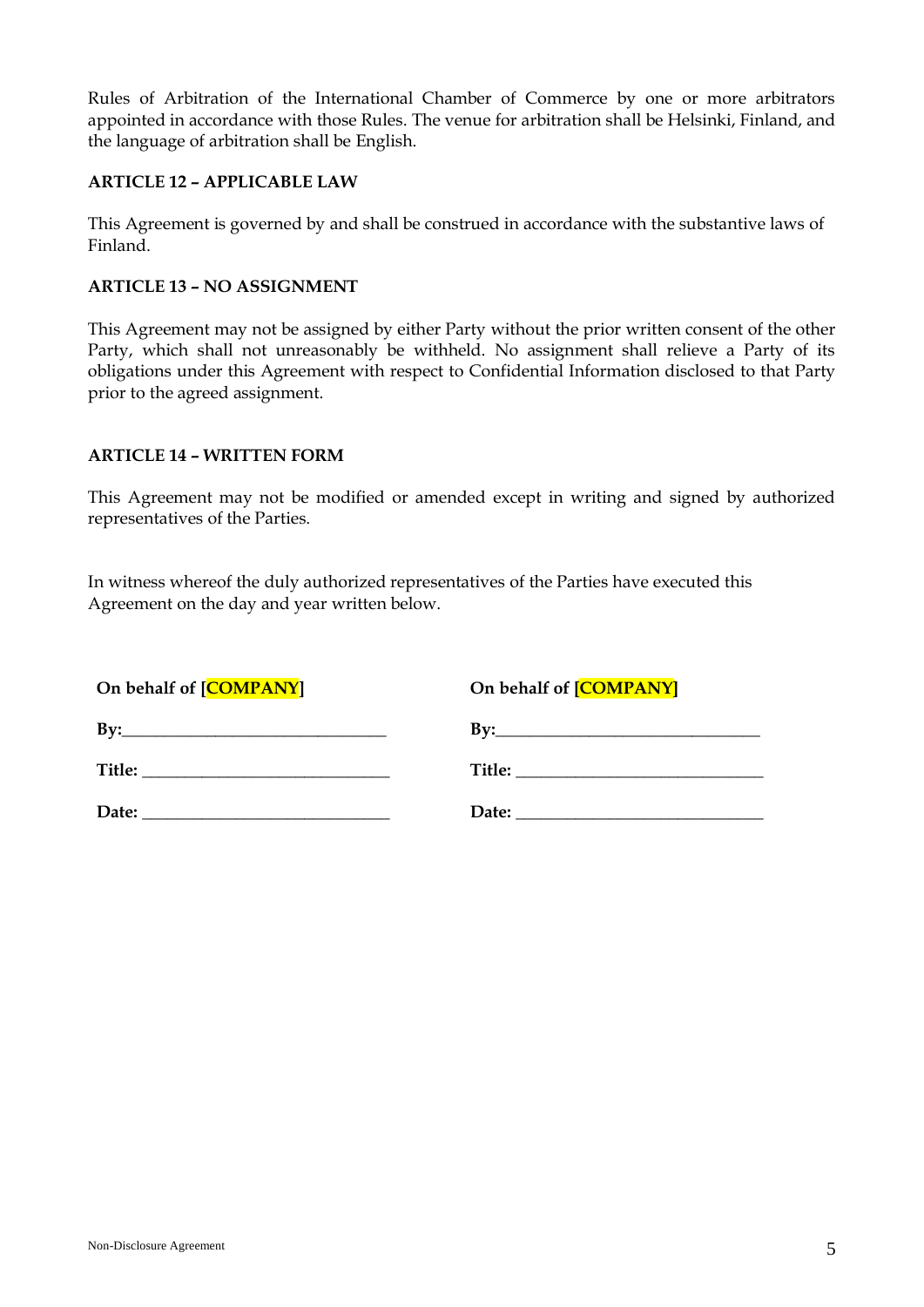Rules of Arbitration of the International Chamber of Commerce by one or more arbitrators appointed in accordance with those Rules. The venue for arbitration shall be Helsinki, Finland, and the language of arbitration shall be English.

**ARTICLE 12 – APPLICABLE LAW**

This Agreement is governed by and shall be construed in accordance with the substantive laws of Finland.

**ARTICLE 13 – NO ASSIGNMENT**

This Agreement may not be assigned by either Party without the prior written consent of the other Party, which shall not unreasonably be withheld. No assignment shall relieve a Party of its obligations under this Agreement with respect to Confidential Information disclosed to that Party prior to the agreed assignment.

**ARTICLE 14 – WRITTEN FORM**

This Agreement may not be modified or amended except in writing and signed by authorized representatives of the Parties.

In witness whereof the duly authorized representatives of the Parties have executed this Agreement on the day and year written below.

| | |
|---|---|
| **On behalf of [COMPANY]** | **On behalf of [COMPANY]** |
| **By:**_______________________________ | **By:**_______________________________ |
| **Title:** _____________________________ | **Title:** _____________________________ |
| **Date:** _____________________________ | **Date:** _____________________________ |